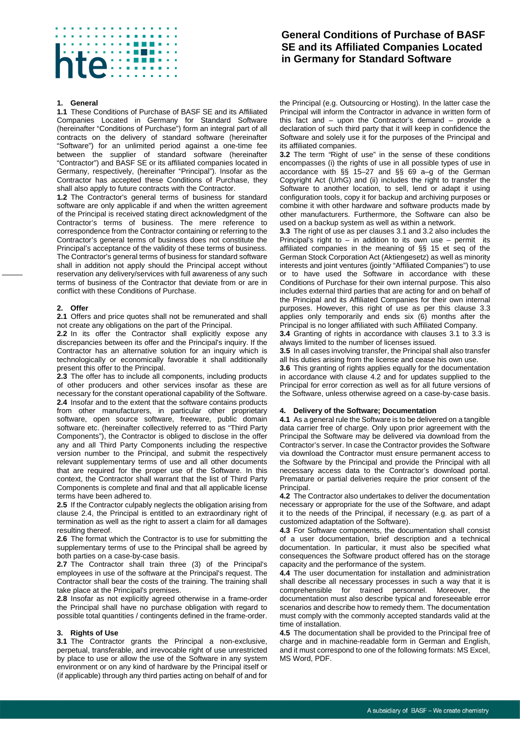# General Conditions of Purchase of BASF SE and its Affiliated Companies Located in Germany for Standard Software

## 1. General

**1.1** These Conditions of Purchase of BASF SE and its Affiliated Companies Located in Germany for Standard Software (hereinafter "Conditions of Purchase") form an integral part of all contracts on the delivery of standard software (hereinafter "Software") for an unlimited period against a one-time fee between the supplier of standard software (hereinafter "Contractor") and BASF SE or its affiliated companies located in Germany, respectively, (hereinafter "Principal"). Insofar as the Contractor has accepted these Conditions of Purchase, they shall also apply to future contracts with the Contractor.

**1.2** The Contractor's general terms of business for standard software are only applicable if and when the written agreement of the Principal is received stating direct acknowledgment of the Contractor's terms of business. The mere reference to correspondence from the Contractor containing or referring to the Contractor's general terms of business does not constitute the Principal's acceptance of the validity of these terms of business. The Contractor's general terms of business for standard software shall in addition not apply should the Principal accept without reservation any delivery/services with full awareness of any such terms of business of the Contractor that deviate from or are in conflict with these Conditions of Purchase.

## 2. Offer

**2.1** Offers and price quotes shall not be remunerated and shall not create any obligations on the part of the Principal.

**2.2** In its offer the Contractor shall explicitly expose any discrepancies between its offer and the Principal's inquiry. If the Contractor has an alternative solution for an inquiry which is technologically or economically favorable it shall additionally present this offer to the Principal.

**2.3** The offer has to include all components, including products of other producers and other services insofar as these are necessary for the constant operational capability of the Software.

**2.4** Insofar and to the extent that the software contains products from other manufacturers, in particular other proprietary software, open source software, freeware, public domain software etc. (hereinafter collectively referred to as "Third Party Components"), the Contractor is obliged to disclose in the offer any and all Third Party Components including the respective version number to the Principal, and submit the respectively relevant supplementary terms of use and all other documents that are required for the proper use of the Software. In this context, the Contractor shall warrant that the list of Third Party Components is complete and final and that all applicable license terms have been adhered to.

**2.5** If the Contractor culpably neglects the obligation arising from clause 2.4, the Principal is entitled to an extraordinary right of termination as well as the right to assert a claim for all damages resulting thereof.

**2.6** The format which the Contractor is to use for submitting the supplementary terms of use to the Principal shall be agreed by both parties on a case-by-case basis.

**2.7** The Contractor shall train three (3) of the Principal's employees in use of the software at the Principal's request. The Contractor shall bear the costs of the training. The training shall take place at the Principal's premises.

**2.8** Insofar as not explicitly agreed otherwise in a frame-order the Principal shall have no purchase obligation with regard to possible total quantities / contingents defined in the frame-order.

## 3. Rights of Use

**3.1** The Contractor grants the Principal a non-exclusive, perpetual, transferable, and irrevocable right of use unrestricted by place to use or allow the use of the Software in any system environment or on any kind of hardware by the Principal itself or (if applicable) through any third parties acting on behalf of and for the Principal (e.g. Outsourcing or Hosting). In the latter case the Principal will inform the Contractor in advance in written form of this fact and – upon the Contractor's demand – provide a declaration of such third party that it will keep in confidence the Software and solely use it for the purposes of the Principal and its affiliated companies.

**3.2** The term "Right of use" in the sense of these conditions encompasses (i) the rights of use in all possible types of use in accordance with §§ 15–27 and §§ 69 a–g of the German Copyright Act (UrhG) and (ii) includes the right to transfer the Software to another location, to sell, lend or adapt it using configuration tools, copy it for backup and archiving purposes or combine it with other hardware and software products made by other manufacturers. Furthermore, the Software can also be used on a backup system as well as within a network.

**3.3** The right of use as per clauses 3.1 and 3.2 also includes the Principal's right to – in addition to its own use – permit its affiliated companies in the meaning of §§ 15 et seq of the German Stock Corporation Act (Aktiengesetz) as well as minority interests and joint ventures (jointly "Affiliated Companies") to use or to have used the Software in accordance with these Conditions of Purchase for their own internal purpose. This also includes external third parties that are acting for and on behalf of the Principal and its Affiliated Companies for their own internal purposes. However, this right of use as per this clause 3.3 applies only temporarily and ends six (6) months after the Principal is no longer affiliated with such Affiliated Company.

**3.4** Granting of rights in accordance with clauses 3.1 to 3.3 is always limited to the number of licenses issued.

**3.5** In all cases involving transfer, the Principal shall also transfer all his duties arising from the license and cease his own use.

**3.6** This granting of rights applies equally for the documentation in accordance with clause 4.2 and for updates supplied to the Principal for error correction as well as for all future versions of the Software, unless otherwise agreed on a case-by-case basis.

## 4. Delivery of the Software; Documentation

**4.1** As a general rule the Software is to be delivered on a tangible data carrier free of charge. Only upon prior agreement with the Principal the Software may be delivered via download from the Contractor's server. In case the Contractor provides the Software via download the Contractor must ensure permanent access to the Software by the Principal and provide the Principal with all necessary access data to the Contractor's download portal. Premature or partial deliveries require the prior consent of the Principal.

**4.2** The Contractor also undertakes to deliver the documentation necessary or appropriate for the use of the Software, and adapt it to the needs of the Principal, if necessary (e.g. as part of a customized adaptation of the Software).

**4.3** For Software components, the documentation shall consist of a user documentation, brief description and a technical documentation. In particular, it must also be specified what consequences the Software product offered has on the storage capacity and the performance of the system.

**4.4** The user documentation for installation and administration shall describe all necessary processes in such a way that it is comprehensible for trained personnel. Moreover, the documentation must also describe typical and foreseeable error scenarios and describe how to remedy them. The documentation must comply with the commonly accepted standards valid at the time of installation.

**4.5** The documentation shall be provided to the Principal free of charge and in machine-readable form in German and English, and it must correspond to one of the following formats: MS Excel, MS Word, PDF.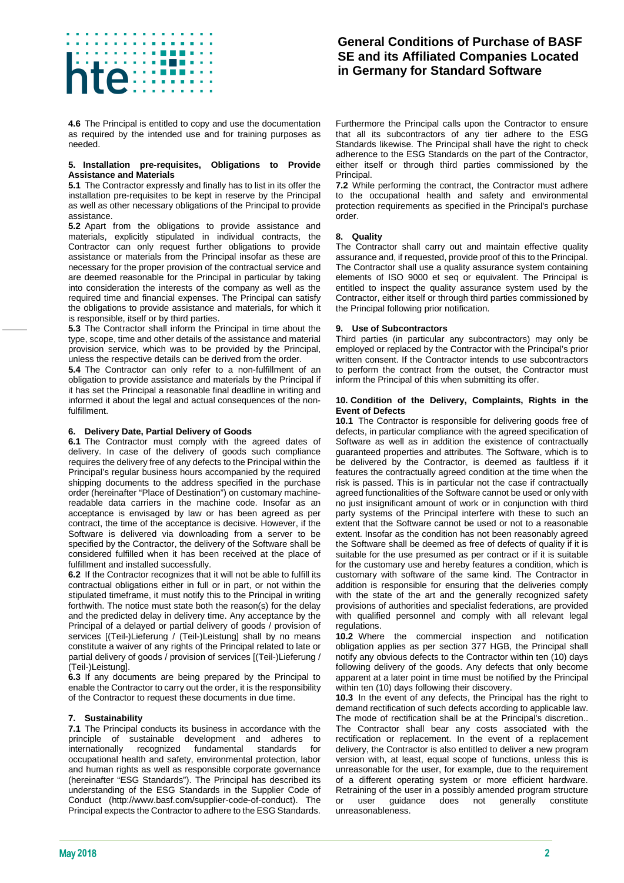**4.6** The Principal is entitled to copy and use the documentation as required by the intended use and for training purposes as needed.

## 5. Installation pre-requisites, Obligations to Provide Assistance and Materials

**5.1** The Contractor expressly and finally has to list in its offer the installation pre-requisites to be kept in reserve by the Principal as well as other necessary obligations of the Principal to provide assistance.

**5.2** Apart from the obligations to provide assistance and materials, explicitly stipulated in individual contracts, the Contractor can only request further obligations to provide assistance or materials from the Principal insofar as these are necessary for the proper provision of the contractual service and are deemed reasonable for the Principal in particular by taking into consideration the interests of the company as well as the required time and financial expenses. The Principal can satisfy the obligations to provide assistance and materials, for which it is responsible, itself or by third parties.

**5.3** The Contractor shall inform the Principal in time about the type, scope, time and other details of the assistance and material provision service, which was to be provided by the Principal, unless the respective details can be derived from the order.

**5.4** The Contractor can only refer to a non-fulfillment of an obligation to provide assistance and materials by the Principal if it has set the Principal a reasonable final deadline in writing and informed it about the legal and actual consequences of the non-fulfillment.

## 6. Delivery Date, Partial Delivery of Goods

**6.1** The Contractor must comply with the agreed dates of delivery. In case of the delivery of goods such compliance requires the delivery free of any defects to the Principal within the Principal's regular business hours accompanied by the required shipping documents to the address specified in the purchase order (hereinafter "Place of Destination") on customary machine-readable data carriers in the machine code. Insofar as an acceptance is envisaged by law or has been agreed as per contract, the time of the acceptance is decisive. However, if the Software is delivered via downloading from a server to be specified by the Contractor, the delivery of the Software shall be considered fulfilled when it has been received at the place of fulfillment and installed successfully.

**6.2** If the Contractor recognizes that it will not be able to fulfill its contractual obligations either in full or in part, or not within the stipulated timeframe, it must notify this to the Principal in writing forthwith. The notice must state both the reason(s) for the delay and the predicted delay in delivery time. Any acceptance by the Principal of a delayed or partial delivery of goods / provision of services [(Teil-)Lieferung / (Teil-)Leistung] shall by no means constitute a waiver of any rights of the Principal related to late or partial delivery of goods / provision of services [(Teil-)Lieferung / (Teil-)Leistung].

**6.3** If any documents are being prepared by the Principal to enable the Contractor to carry out the order, it is the responsibility of the Contractor to request these documents in due time.

## 7. Sustainability

**7.1** The Principal conducts its business in accordance with the principle of sustainable development and adheres to internationally recognized fundamental standards for occupational health and safety, environmental protection, labor and human rights as well as responsible corporate governance (hereinafter "ESG Standards"). The Principal has described its understanding of the ESG Standards in the Supplier Code of Conduct (http://www.basf.com/supplier-code-of-conduct). The Principal expects the Contractor to adhere to the ESG Standards. Furthermore the Principal calls upon the Contractor to ensure that all its subcontractors of any tier adhere to the ESG Standards likewise. The Principal shall have the right to check adherence to the ESG Standards on the part of the Contractor, either itself or through third parties commissioned by the Principal.

**7.2** While performing the contract, the Contractor must adhere to the occupational health and safety and environmental protection requirements as specified in the Principal's purchase order.

## 8. Quality

The Contractor shall carry out and maintain effective quality assurance and, if requested, provide proof of this to the Principal. The Contractor shall use a quality assurance system containing elements of ISO 9000 et seq or equivalent. The Principal is entitled to inspect the quality assurance system used by the Contractor, either itself or through third parties commissioned by the Principal following prior notification.

## 9. Use of Subcontractors

Third parties (in particular any subcontractors) may only be employed or replaced by the Contractor with the Principal's prior written consent. If the Contractor intends to use subcontractors to perform the contract from the outset, the Contractor must inform the Principal of this when submitting its offer.

## 10. Condition of the Delivery, Complaints, Rights in the Event of Defects

**10.1** The Contractor is responsible for delivering goods free of defects, in particular compliance with the agreed specification of Software as well as in addition the existence of contractually guaranteed properties and attributes. The Software, which is to be delivered by the Contractor, is deemed as faultless if it features the contractually agreed condition at the time when the risk is passed. This is in particular not the case if contractually agreed functionalities of the Software cannot be used or only with no just insignificant amount of work or in conjunction with third party systems of the Principal interfere with these to such an extent that the Software cannot be used or not to a reasonable extent. Insofar as the condition has not been reasonably agreed the Software shall be deemed as free of defects of quality if it is suitable for the use presumed as per contract or if it is suitable for the customary use and hereby features a condition, which is customary with software of the same kind. The Contractor in addition is responsible for ensuring that the deliveries comply with the state of the art and the generally recognized safety provisions of authorities and specialist federations, are provided with qualified personnel and comply with all relevant legal regulations.

**10.2** Where the commercial inspection and notification obligation applies as per section 377 HGB, the Principal shall notify any obvious defects to the Contractor within ten (10) days following delivery of the goods. Any defects that only become apparent at a later point in time must be notified by the Principal within ten (10) days following their discovery.

**10.3** In the event of any defects, the Principal has the right to demand rectification of such defects according to applicable law. The mode of rectification shall be at the Principal's discretion.. The Contractor shall bear any costs associated with the rectification or replacement. In the event of a replacement delivery, the Contractor is also entitled to deliver a new program version with, at least, equal scope of functions, unless this is unreasonable for the user, for example, due to the requirement of a different operating system or more efficient hardware. Retraining of the user in a possibly amended program structure or user guidance does not generally constitute unreasonableness.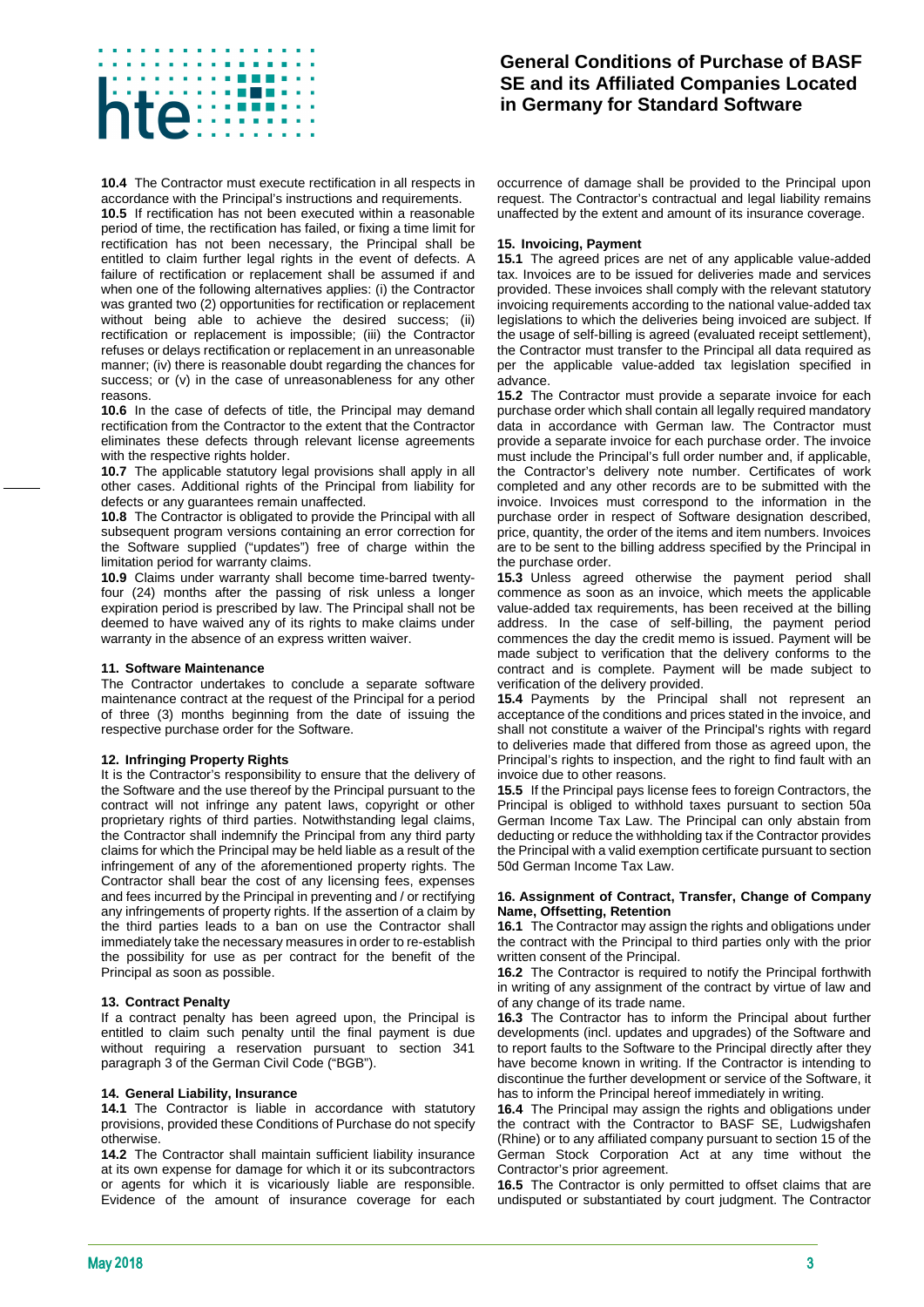**10.4** The Contractor must execute rectification in all respects in accordance with the Principal's instructions and requirements.

**10.5** If rectification has not been executed within a reasonable period of time, the rectification has failed, or fixing a time limit for rectification has not been necessary, the Principal shall be entitled to claim further legal rights in the event of defects. A failure of rectification or replacement shall be assumed if and when one of the following alternatives applies: (i) the Contractor was granted two (2) opportunities for rectification or replacement without being able to achieve the desired success; (ii) rectification or replacement is impossible; (iii) the Contractor refuses or delays rectification or replacement in an unreasonable manner; (iv) there is reasonable doubt regarding the chances for success; or (v) in the case of unreasonableness for any other reasons.

**10.6** In the case of defects of title, the Principal may demand rectification from the Contractor to the extent that the Contractor eliminates these defects through relevant license agreements with the respective rights holder.

**10.7** The applicable statutory legal provisions shall apply in all other cases. Additional rights of the Principal from liability for defects or any guarantees remain unaffected.

**10.8** The Contractor is obligated to provide the Principal with all subsequent program versions containing an error correction for the Software supplied ("updates") free of charge within the limitation period for warranty claims.

**10.9** Claims under warranty shall become time-barred twenty-four (24) months after the passing of risk unless a longer expiration period is prescribed by law. The Principal shall not be deemed to have waived any of its rights to make claims under warranty in the absence of an express written waiver.

## 11. Software Maintenance

The Contractor undertakes to conclude a separate software maintenance contract at the request of the Principal for a period of three (3) months beginning from the date of issuing the respective purchase order for the Software.

## 12. Infringing Property Rights

It is the Contractor's responsibility to ensure that the delivery of the Software and the use thereof by the Principal pursuant to the contract will not infringe any patent laws, copyright or other proprietary rights of third parties. Notwithstanding legal claims, the Contractor shall indemnify the Principal from any third party claims for which the Principal may be held liable as a result of the infringement of any of the aforementioned property rights. The Contractor shall bear the cost of any licensing fees, expenses and fees incurred by the Principal in preventing and / or rectifying any infringements of property rights. If the assertion of a claim by the third parties leads to a ban on use the Contractor shall immediately take the necessary measures in order to re-establish the possibility for use as per contract for the benefit of the Principal as soon as possible.

## 13. Contract Penalty

If a contract penalty has been agreed upon, the Principal is entitled to claim such penalty until the final payment is due without requiring a reservation pursuant to section 341 paragraph 3 of the German Civil Code ("BGB").

## 14. General Liability, Insurance

**14.1** The Contractor is liable in accordance with statutory provisions, provided these Conditions of Purchase do not specify otherwise.

**14.2** The Contractor shall maintain sufficient liability insurance at its own expense for damage for which it or its subcontractors or agents for which it is vicariously liable are responsible. Evidence of the amount of insurance coverage for each occurrence of damage shall be provided to the Principal upon request. The Contractor's contractual and legal liability remains unaffected by the extent and amount of its insurance coverage.

## 15. Invoicing, Payment

**15.1** The agreed prices are net of any applicable value-added tax. Invoices are to be issued for deliveries made and services provided. These invoices shall comply with the relevant statutory invoicing requirements according to the national value-added tax legislations to which the deliveries being invoiced are subject. If the usage of self-billing is agreed (evaluated receipt settlement), the Contractor must transfer to the Principal all data required as per the applicable value-added tax legislation specified in advance.

**15.2** The Contractor must provide a separate invoice for each purchase order which shall contain all legally required mandatory data in accordance with German law. The Contractor must provide a separate invoice for each purchase order. The invoice must include the Principal's full order number and, if applicable, the Contractor's delivery note number. Certificates of work completed and any other records are to be submitted with the invoice. Invoices must correspond to the information in the purchase order in respect of Software designation described, price, quantity, the order of the items and item numbers. Invoices are to be sent to the billing address specified by the Principal in the purchase order.

**15.3** Unless agreed otherwise the payment period shall commence as soon as an invoice, which meets the applicable value-added tax requirements, has been received at the billing address. In the case of self-billing, the payment period commences the day the credit memo is issued. Payment will be made subject to verification that the delivery conforms to the contract and is complete. Payment will be made subject to verification of the delivery provided.

**15.4** Payments by the Principal shall not represent an acceptance of the conditions and prices stated in the invoice, and shall not constitute a waiver of the Principal's rights with regard to deliveries made that differed from those as agreed upon, the Principal's rights to inspection, and the right to find fault with an invoice due to other reasons.

**15.5** If the Principal pays license fees to foreign Contractors, the Principal is obliged to withhold taxes pursuant to section 50a German Income Tax Law. The Principal can only abstain from deducting or reduce the withholding tax if the Contractor provides the Principal with a valid exemption certificate pursuant to section 50d German Income Tax Law.

## 16. Assignment of Contract, Transfer, Change of Company Name, Offsetting, Retention

**16.1** The Contractor may assign the rights and obligations under the contract with the Principal to third parties only with the prior written consent of the Principal.

**16.2** The Contractor is required to notify the Principal forthwith in writing of any assignment of the contract by virtue of law and of any change of its trade name.

**16.3** The Contractor has to inform the Principal about further developments (incl. updates and upgrades) of the Software and to report faults to the Software to the Principal directly after they have become known in writing. If the Contractor is intending to discontinue the further development or service of the Software, it has to inform the Principal hereof immediately in writing.

**16.4** The Principal may assign the rights and obligations under the contract with the Contractor to BASF SE, Ludwigshafen (Rhine) or to any affiliated company pursuant to section 15 of the German Stock Corporation Act at any time without the Contractor's prior agreement.

**16.5** The Contractor is only permitted to offset claims that are undisputed or substantiated by court judgment. The Contractor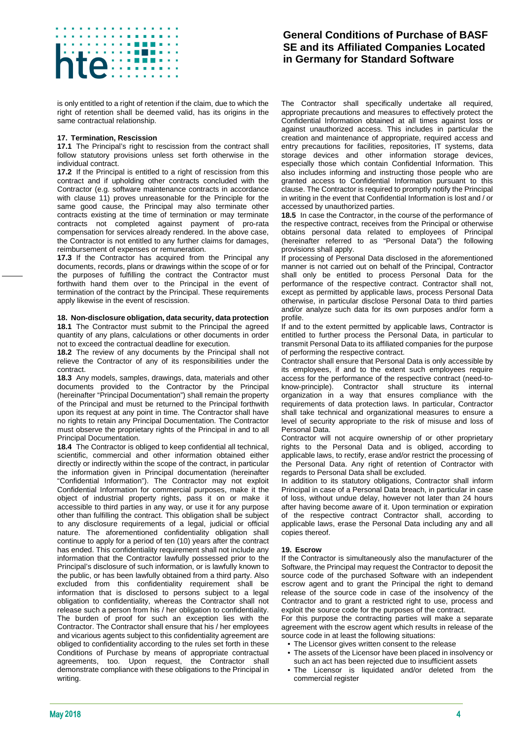is only entitled to a right of retention if the claim, due to which the right of retention shall be deemed valid, has its origins in the same contractual relationship.

## 17. Termination, Rescission

**17.1** The Principal's right to rescission from the contract shall follow statutory provisions unless set forth otherwise in the individual contract.

**17.2** If the Principal is entitled to a right of rescission from this contract and if upholding other contracts concluded with the Contractor (e.g. software maintenance contracts in accordance with clause 11) proves unreasonable for the Principle for the same good cause, the Principal may also terminate other contracts existing at the time of termination or may terminate contracts not completed against payment of pro-rata compensation for services already rendered. In the above case, the Contractor is not entitled to any further claims for damages, reimbursement of expenses or remuneration.

**17.3** If the Contractor has acquired from the Principal any documents, records, plans or drawings within the scope of or for the purposes of fulfilling the contract the Contractor must forthwith hand them over to the Principal in the event of termination of the contract by the Principal. These requirements apply likewise in the event of rescission.

## 18. Non-disclosure obligation, data security, data protection

**18.1** The Contractor must submit to the Principal the agreed quantity of any plans, calculations or other documents in order not to exceed the contractual deadline for execution.

**18.2** The review of any documents by the Principal shall not relieve the Contractor of any of its responsibilities under the contract.

**18.3** Any models, samples, drawings, data, materials and other documents provided to the Contractor by the Principal (hereinafter "Principal Documentation") shall remain the property of the Principal and must be returned to the Principal forthwith upon its request at any point in time. The Contractor shall have no rights to retain any Principal Documentation. The Contractor must observe the proprietary rights of the Principal in and to all Principal Documentation.

**18.4** The Contractor is obliged to keep confidential all technical, scientific, commercial and other information obtained either directly or indirectly within the scope of the contract, in particular the information given in Principal documentation (hereinafter "Confidential Information"). The Contractor may not exploit Confidential Information for commercial purposes, make it the object of industrial property rights, pass it on or make it accessible to third parties in any way, or use it for any purpose other than fulfilling the contract. This obligation shall be subject to any disclosure requirements of a legal, judicial or official nature. The aforementioned confidentiality obligation shall continue to apply for a period of ten (10) years after the contract has ended. This confidentiality requirement shall not include any information that the Contractor lawfully possessed prior to the Principal's disclosure of such information, or is lawfully known to the public, or has been lawfully obtained from a third party. Also excluded from this confidentiality requirement shall be information that is disclosed to persons subject to a legal obligation to confidentiality, whereas the Contractor shall not release such a person from his / her obligation to confidentiality. The burden of proof for such an exception lies with the Contractor. The Contractor shall ensure that his / her employees and vicarious agents subject to this confidentiality requirement are obliged to confidentiality according to the rules set forth in these Conditions of Purchase by means of appropriate contractual agreements, too. Upon request, the Contractor shall demonstrate compliance with these obligations to the Principal in writing.

The Contractor shall specifically undertake all required, appropriate precautions and measures to effectively protect the Confidential Information obtained at all times against loss or against unauthorized access. This includes in particular the creation and maintenance of appropriate, required access and entry precautions for facilities, repositories, IT systems, data storage devices and other information storage devices, especially those which contain Confidential Information. This also includes informing and instructing those people who are granted access to Confidential Information pursuant to this clause. The Contractor is required to promptly notify the Principal in writing in the event that Confidential Information is lost and / or accessed by unauthorized parties.

**18.5** In case the Contractor, in the course of the performance of the respective contract, receives from the Principal or otherwise obtains personal data related to employees of Principal (hereinafter referred to as "Personal Data") the following provisions shall apply.

If processing of Personal Data disclosed in the aforementioned manner is not carried out on behalf of the Principal, Contractor shall only be entitled to process Personal Data for the performance of the respective contract. Contractor shall not, except as permitted by applicable laws, process Personal Data otherwise, in particular disclose Personal Data to third parties and/or analyze such data for its own purposes and/or form a profile.

If and to the extent permitted by applicable laws, Contractor is entitled to further process the Personal Data, in particular to transmit Personal Data to its affiliated companies for the purpose of performing the respective contract.

Contractor shall ensure that Personal Data is only accessible by its employees, if and to the extent such employees require access for the performance of the respective contract (need-to-know-principle). Contractor shall structure its internal organization in a way that ensures compliance with the requirements of data protection laws. In particular, Contractor shall take technical and organizational measures to ensure a level of security appropriate to the risk of misuse and loss of Personal Data.

Contractor will not acquire ownership of or other proprietary rights to the Personal Data and is obliged, according to applicable laws, to rectify, erase and/or restrict the processing of the Personal Data. Any right of retention of Contractor with regards to Personal Data shall be excluded.

In addition to its statutory obligations, Contractor shall inform Principal in case of a Personal Data breach, in particular in case of loss, without undue delay, however not later than 24 hours after having become aware of it. Upon termination or expiration of the respective contract Contractor shall, according to applicable laws, erase the Personal Data including any and all copies thereof.

## 19. Escrow

If the Contractor is simultaneously also the manufacturer of the Software, the Principal may request the Contractor to deposit the source code of the purchased Software with an independent escrow agent and to grant the Principal the right to demand release of the source code in case of the insolvency of the Contractor and to grant a restricted right to use, process and exploit the source code for the purposes of the contract.

For this purpose the contracting parties will make a separate agreement with the escrow agent which results in release of the source code in at least the following situations:

- The Licensor gives written consent to the release
- The assets of the Licensor have been placed in insolvency or such an act has been rejected due to insufficient assets
- The Licensor is liquidated and/or deleted from the commercial register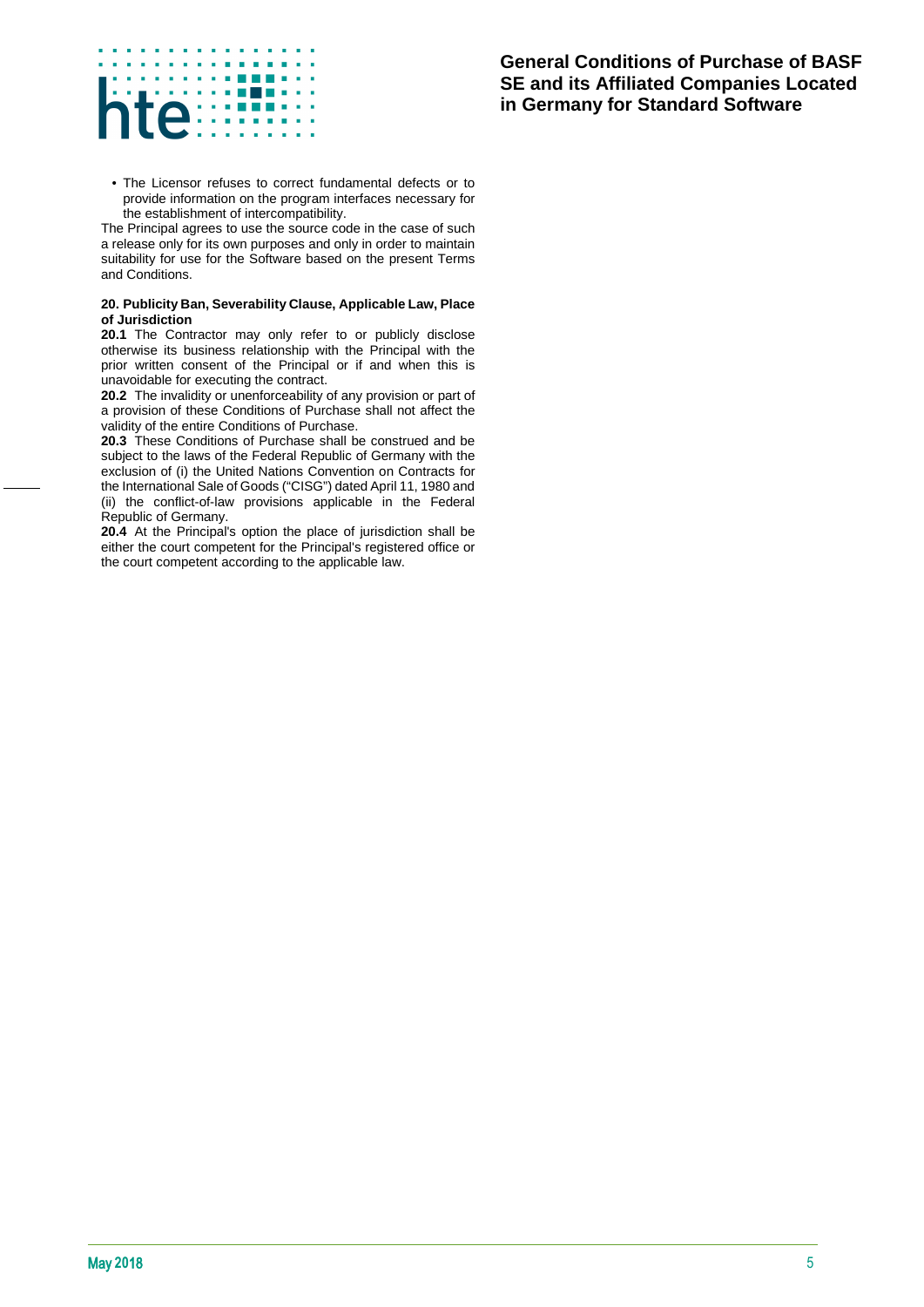- The Licensor refuses to correct fundamental defects or to provide information on the program interfaces necessary for the establishment of intercompatibility.

The Principal agrees to use the source code in the case of such a release only for its own purposes and only in order to maintain suitability for use for the Software based on the present Terms and Conditions.

**20. Publicity Ban, Severability Clause, Applicable Law, Place of Jurisdiction**

**20.1** The Contractor may only refer to or publicly disclose otherwise its business relationship with the Principal with the prior written consent of the Principal or if and when this is unavoidable for executing the contract.

**20.2** The invalidity or unenforceability of any provision or part of a provision of these Conditions of Purchase shall not affect the validity of the entire Conditions of Purchase.

**20.3** These Conditions of Purchase shall be construed and be subject to the laws of the Federal Republic of Germany with the exclusion of (i) the United Nations Convention on Contracts for the International Sale of Goods ("CISG") dated April 11, 1980 and (ii) the conflict-of-law provisions applicable in the Federal Republic of Germany.

**20.4** At the Principal's option the place of jurisdiction shall be either the court competent for the Principal's registered office or the court competent according to the applicable law.